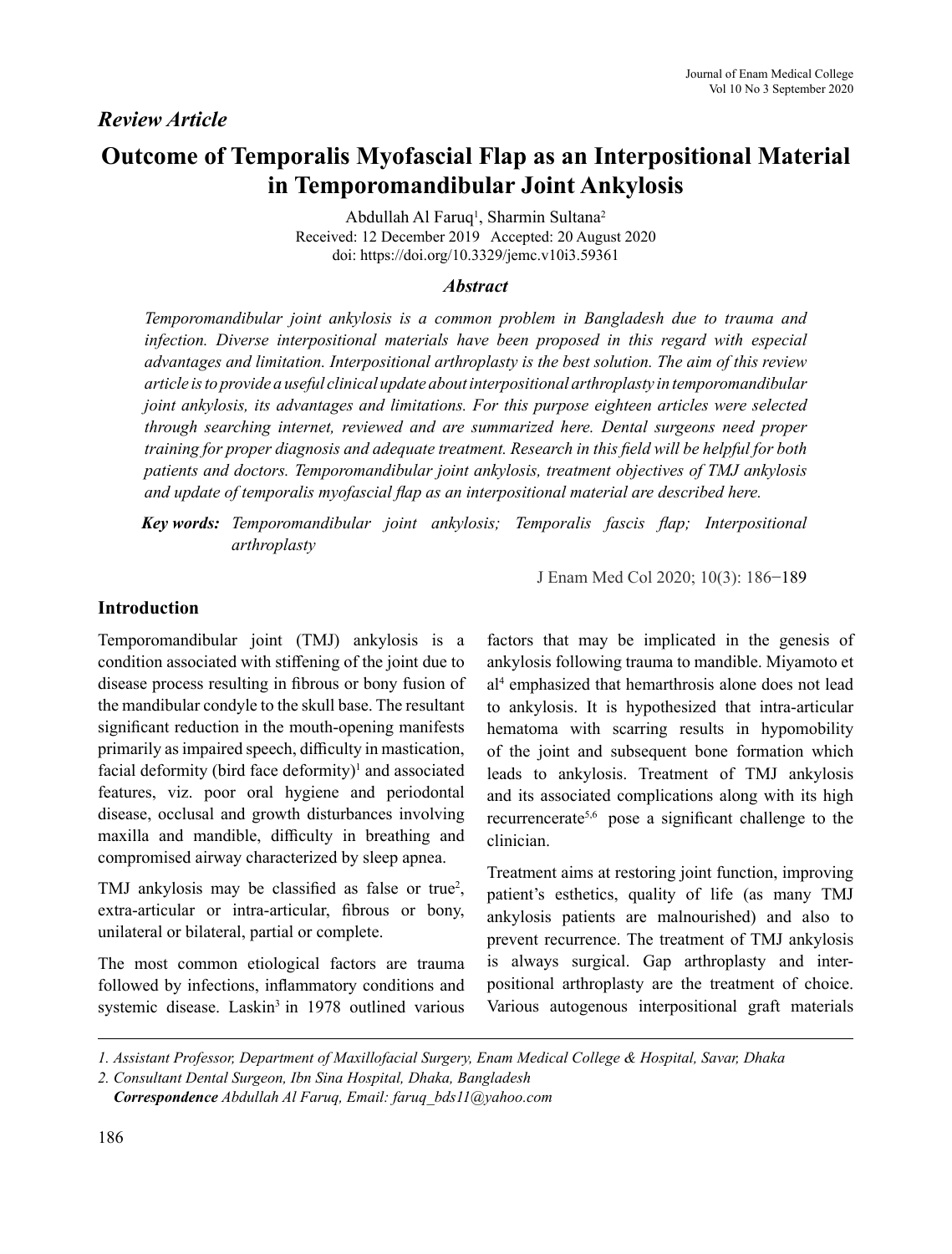*Review Article*

# Outcome of Temporalis Myofascial Flap as an Interpositional Material in Temporomandibular Joint Ankylosis

Abdullah Al Faruq[1], Sharmin Sultana[2]

Received: 12 December 2019 Accepted: 20 August 2020

doi: https://doi.org/10.3329/jemc.v10i3.59361

### *Abstract*

*Temporomandibular joint ankylosis is a common problem in Bangladesh due to trauma and infection. Diverse interpositional materials have been proposed in this regard with especial advantages and limitation. Interpositional arthroplasty is the best solution. The aim of this review article is to provide a useful clinical update about interpositional arthroplasty in temporomandibular joint ankylosis, its advantages and limitations. For this purpose eighteen articles were selected through searching internet, reviewed and are summarized here. Dental surgeons need proper training for proper diagnosis and adequate treatment. Research in this field will be helpful for both patients and doctors. Temporomandibular joint ankylosis, treatment objectives of TMJ ankylosis and update of temporalis myofascial flap as an interpositional material are described here.*

***Key words:*** *Temporomandibular joint ankylosis; Temporalis fascis flap; Interpositional arthroplasty*

J Enam Med Col 2020; 10(3): 186−189

## Introduction

Temporomandibular joint (TMJ) ankylosis is a condition associated with stiffening of the joint due to disease process resulting in fibrous or bony fusion of the mandibular condyle to the skull base. The resultant significant reduction in the mouth-opening manifests primarily as impaired speech, difficulty in mastication, facial deformity (bird face deformity)[1] and associated features, viz. poor oral hygiene and periodontal disease, occlusal and growth disturbances involving maxilla and mandible, difficulty in breathing and compromised airway characterized by sleep apnea.

TMJ ankylosis may be classified as false or true[2], extra-articular or intra-articular, fibrous or bony, unilateral or bilateral, partial or complete.

The most common etiological factors are trauma followed by infections, inflammatory conditions and systemic disease. Laskin[3] in 1978 outlined various factors that may be implicated in the genesis of ankylosis following trauma to mandible. Miyamoto et al[4] emphasized that hemarthrosis alone does not lead to ankylosis. It is hypothesized that intra-articular hematoma with scarring results in hypomobility of the joint and subsequent bone formation which leads to ankylosis. Treatment of TMJ ankylosis and its associated complications along with its high recurrencerate[5,6] pose a significant challenge to the clinician.

Treatment aims at restoring joint function, improving patient's esthetics, quality of life (as many TMJ ankylosis patients are malnourished) and also to prevent recurrence. The treatment of TMJ ankylosis is always surgical. Gap arthroplasty and inter-positional arthroplasty are the treatment of choice. Various autogenous interpositional graft materials

---

*1. Assistant Professor, Department of Maxillofacial Surgery, Enam Medical College & Hospital, Savar, Dhaka*

*2. Consultant Dental Surgeon, Ibn Sina Hospital, Dhaka, Bangladesh*

***Correspondence*** *Abdullah Al Faruq, Email: faruq_bds11@yahoo.com*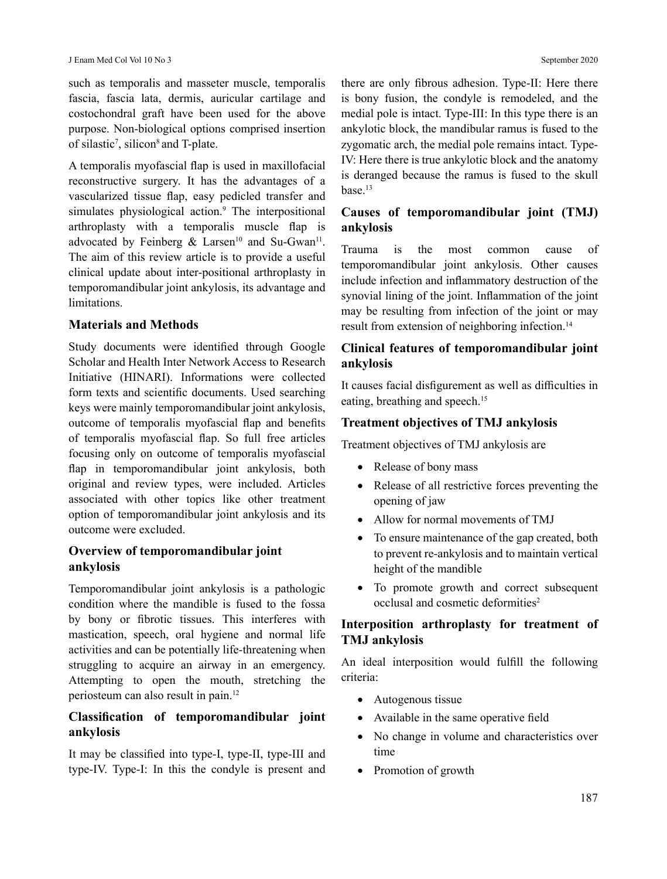such as temporalis and masseter muscle, temporalis fascia, fascia lata, dermis, auricular cartilage and costochondral graft have been used for the above purpose. Non-biological options comprised insertion of silastic[7], silicon[8] and T-plate.

A temporalis myofascial flap is used in maxillofacial reconstructive surgery. It has the advantages of a vascularized tissue flap, easy pedicled transfer and simulates physiological action.[9] The interpositional arthroplasty with a temporalis muscle flap is advocated by Feinberg & Larsen[10] and Su-Gwan[11]. The aim of this review article is to provide a useful clinical update about inter-positional arthroplasty in temporomandibular joint ankylosis, its advantage and limitations.

## Materials and Methods

Study documents were identified through Google Scholar and Health Inter Network Access to Research Initiative (HINARI). Informations were collected form texts and scientific documents. Used searching keys were mainly temporomandibular joint ankylosis, outcome of temporalis myofascial flap and benefits of temporalis myofascial flap. So full free articles focusing only on outcome of temporalis myofascial flap in temporomandibular joint ankylosis, both original and review types, were included. Articles associated with other topics like other treatment option of temporomandibular joint ankylosis and its outcome were excluded.

## Overview of temporomandibular joint ankylosis

Temporomandibular joint ankylosis is a pathologic condition where the mandible is fused to the fossa by bony or fibrotic tissues. This interferes with mastication, speech, oral hygiene and normal life activities and can be potentially life-threatening when struggling to acquire an airway in an emergency. Attempting to open the mouth, stretching the periosteum can also result in pain.[12]

## Classification of temporomandibular joint ankylosis

It may be classified into type-I, type-II, type-III and type-IV. Type-I: In this the condyle is present and there are only fibrous adhesion. Type-II: Here there is bony fusion, the condyle is remodeled, and the medial pole is intact. Type-III: In this type there is an ankylotic block, the mandibular ramus is fused to the zygomatic arch, the medial pole remains intact. Type-IV: Here there is true ankylotic block and the anatomy is deranged because the ramus is fused to the skull base.[13]

## Causes of temporomandibular joint (TMJ) ankylosis

Trauma is the most common cause of temporomandibular joint ankylosis. Other causes include infection and inflammatory destruction of the synovial lining of the joint. Inflammation of the joint may be resulting from infection of the joint or may result from extension of neighboring infection.[14]

## Clinical features of temporomandibular joint ankylosis

It causes facial disfigurement as well as difficulties in eating, breathing and speech.[15]

## Treatment objectives of TMJ ankylosis

Treatment objectives of TMJ ankylosis are

- Release of bony mass
- Release of all restrictive forces preventing the opening of jaw
- Allow for normal movements of TMJ
- To ensure maintenance of the gap created, both to prevent re-ankylosis and to maintain vertical height of the mandible
- To promote growth and correct subsequent occlusal and cosmetic deformities[2]

## Interposition arthroplasty for treatment of TMJ ankylosis

An ideal interposition would fulfill the following criteria:

- Autogenous tissue
- Available in the same operative field
- No change in volume and characteristics over time
- Promotion of growth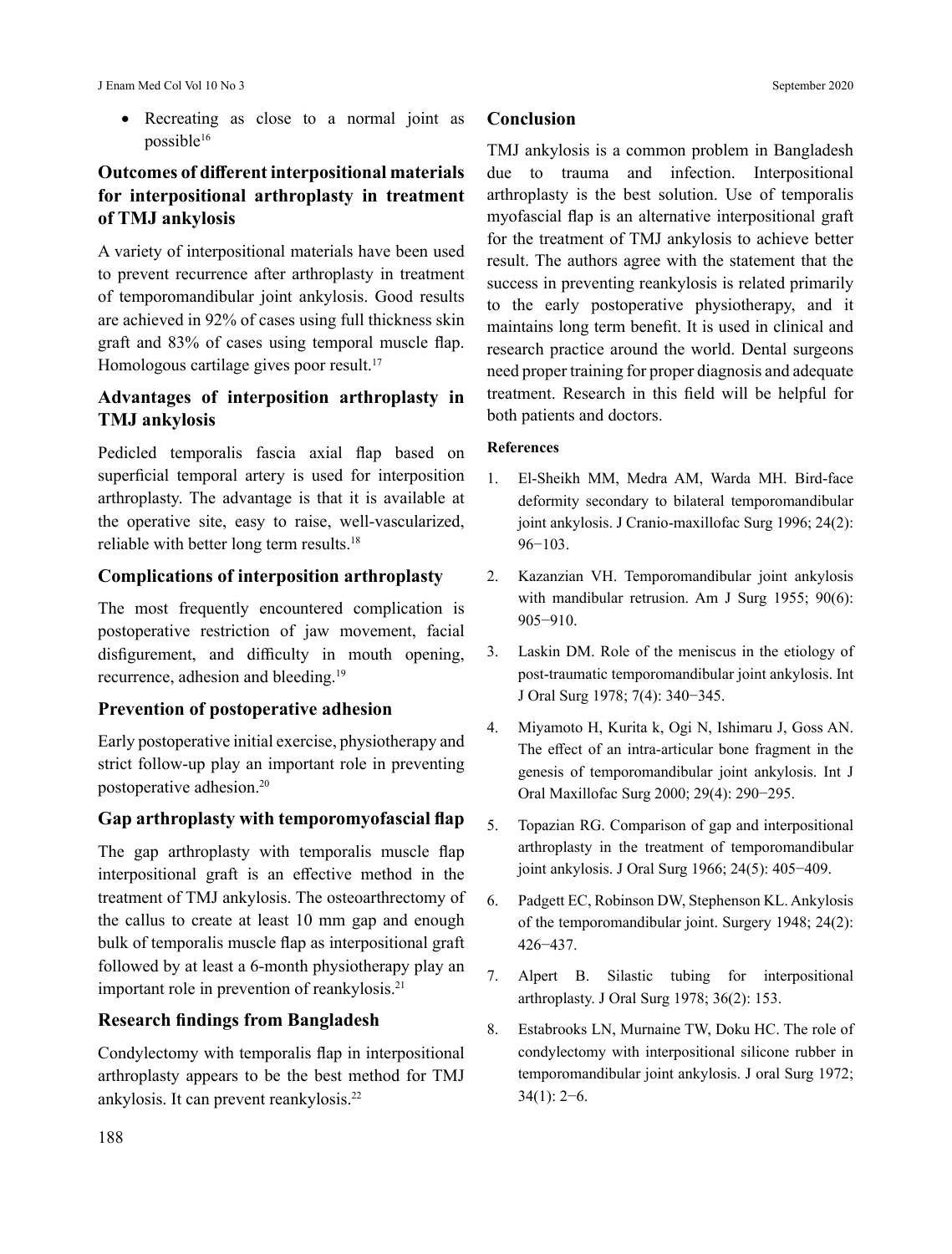- Recreating as close to a normal joint as possible[16]

## Outcomes of different interpositional materials for interpositional arthroplasty in treatment of TMJ ankylosis

A variety of interpositional materials have been used to prevent recurrence after arthroplasty in treatment of temporomandibular joint ankylosis. Good results are achieved in 92% of cases using full thickness skin graft and 83% of cases using temporal muscle flap. Homologous cartilage gives poor result.[17]

## Advantages of interposition arthroplasty in TMJ ankylosis

Pedicled temporalis fascia axial flap based on superficial temporal artery is used for interposition arthroplasty. The advantage is that it is available at the operative site, easy to raise, well-vascularized, reliable with better long term results.[18]

## Complications of interposition arthroplasty

The most frequently encountered complication is postoperative restriction of jaw movement, facial disfigurement, and difficulty in mouth opening, recurrence, adhesion and bleeding.[19]

## Prevention of postoperative adhesion

Early postoperative initial exercise, physiotherapy and strict follow-up play an important role in preventing postoperative adhesion.[20]

## Gap arthroplasty with temporomyofascial flap

The gap arthroplasty with temporalis muscle flap interpositional graft is an effective method in the treatment of TMJ ankylosis. The osteoarthrectomy of the callus to create at least 10 mm gap and enough bulk of temporalis muscle flap as interpositional graft followed by at least a 6-month physiotherapy play an important role in prevention of reankylosis.[21]

## Research findings from Bangladesh

Condylectomy with temporalis flap in interpositional arthroplasty appears to be the best method for TMJ ankylosis. It can prevent reankylosis.[22]

## Conclusion

TMJ ankylosis is a common problem in Bangladesh due to trauma and infection. Interpositional arthroplasty is the best solution. Use of temporalis myofascial flap is an alternative interpositional graft for the treatment of TMJ ankylosis to achieve better result. The authors agree with the statement that the success in preventing reankylosis is related primarily to the early postoperative physiotherapy, and it maintains long term benefit. It is used in clinical and research practice around the world. Dental surgeons need proper training for proper diagnosis and adequate treatment. Research in this field will be helpful for both patients and doctors.

### References

1. El-Sheikh MM, Medra AM, Warda MH. Bird-face deformity secondary to bilateral temporomandibular joint ankylosis. J Cranio-maxillofac Surg 1996; 24(2): 96−103.
2. Kazanzian VH. Temporomandibular joint ankylosis with mandibular retrusion. Am J Surg 1955; 90(6): 905−910.
3. Laskin DM. Role of the meniscus in the etiology of post-traumatic temporomandibular joint ankylosis. Int J Oral Surg 1978; 7(4): 340−345.
4. Miyamoto H, Kurita k, Ogi N, Ishimaru J, Goss AN. The effect of an intra-articular bone fragment in the genesis of temporomandibular joint ankylosis. Int J Oral Maxillofac Surg 2000; 29(4): 290−295.
5. Topazian RG. Comparison of gap and interpositional arthroplasty in the treatment of temporomandibular joint ankylosis. J Oral Surg 1966; 24(5): 405−409.
6. Padgett EC, Robinson DW, Stephenson KL. Ankylosis of the temporomandibular joint. Surgery 1948; 24(2): 426−437.
7. Alpert B. Silastic tubing for interpositional arthroplasty. J Oral Surg 1978; 36(2): 153.
8. Estabrooks LN, Murnaine TW, Doku HC. The role of condylectomy with interpositional silicone rubber in temporomandibular joint ankylosis. J oral Surg 1972; 34(1): 2−6.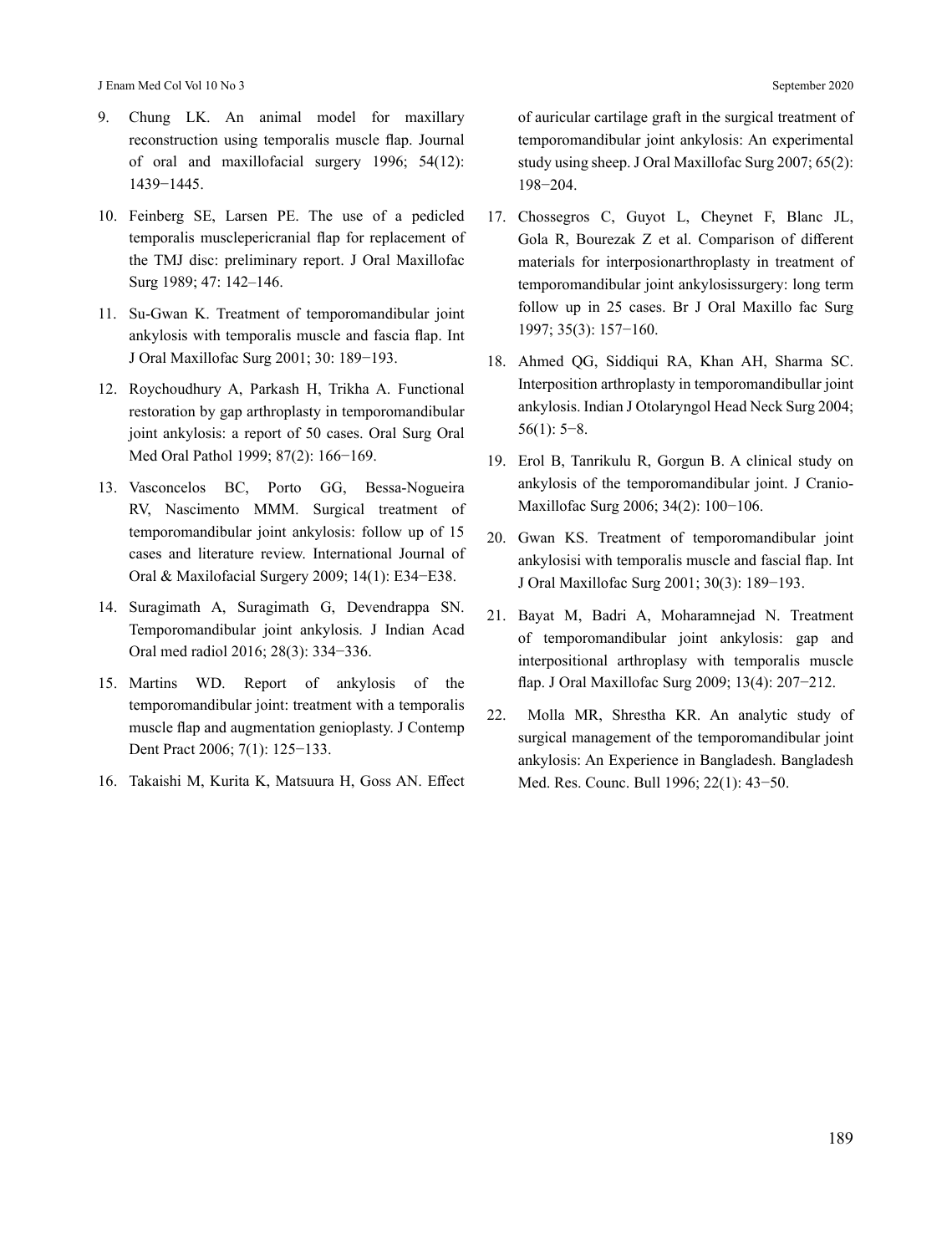9. Chung LK. An animal model for maxillary reconstruction using temporalis muscle flap. Journal of oral and maxillofacial surgery 1996; 54(12): 1439−1445.

10. Feinberg SE, Larsen PE. The use of a pedicled temporalis musclepericranial flap for replacement of the TMJ disc: preliminary report. J Oral Maxillofac Surg 1989; 47: 142–146.

11. Su-Gwan K. Treatment of temporomandibular joint ankylosis with temporalis muscle and fascia flap. Int J Oral Maxillofac Surg 2001; 30: 189−193.

12. Roychoudhury A, Parkash H, Trikha A. Functional restoration by gap arthroplasty in temporomandibular joint ankylosis: a report of 50 cases. Oral Surg Oral Med Oral Pathol 1999; 87(2): 166−169.

13. Vasconcelos BC, Porto GG, Bessa-Nogueira RV, Nascimento MMM. Surgical treatment of temporomandibular joint ankylosis: follow up of 15 cases and literature review. International Journal of Oral & Maxilofacial Surgery 2009; 14(1): E34−E38.

14. Suragimath A, Suragimath G, Devendrappa SN. Temporomandibular joint ankylosis. J Indian Acad Oral med radiol 2016; 28(3): 334−336.

15. Martins WD. Report of ankylosis of the temporomandibular joint: treatment with a temporalis muscle flap and augmentation genioplasty. J Contemp Dent Pract 2006; 7(1): 125−133.

16. Takaishi M, Kurita K, Matsuura H, Goss AN. Effect of auricular cartilage graft in the surgical treatment of temporomandibular joint ankylosis: An experimental study using sheep. J Oral Maxillofac Surg 2007; 65(2): 198−204.

17. Chossegros C, Guyot L, Cheynet F, Blanc JL, Gola R, Bourezak Z et al. Comparison of different materials for interposionarthroplasty in treatment of temporomandibular joint ankylosissurgery: long term follow up in 25 cases. Br J Oral Maxillo fac Surg 1997; 35(3): 157−160.

18. Ahmed QG, Siddiqui RA, Khan AH, Sharma SC. Interposition arthroplasty in temporomandibullar joint ankylosis. Indian J Otolaryngol Head Neck Surg 2004; 56(1): 5−8.

19. Erol B, Tanrikulu R, Gorgun B. A clinical study on ankylosis of the temporomandibular joint. J Cranio-Maxillofac Surg 2006; 34(2): 100−106.

20. Gwan KS. Treatment of temporomandibular joint ankylosisi with temporalis muscle and fascial flap. Int J Oral Maxillofac Surg 2001; 30(3): 189−193.

21. Bayat M, Badri A, Moharamnejad N. Treatment of temporomandibular joint ankylosis: gap and interpositional arthroplasy with temporalis muscle flap. J Oral Maxillofac Surg 2009; 13(4): 207−212.

22. Molla MR, Shrestha KR. An analytic study of surgical management of the temporomandibular joint ankylosis: An Experience in Bangladesh. Bangladesh Med. Res. Counc. Bull 1996; 22(1): 43−50.